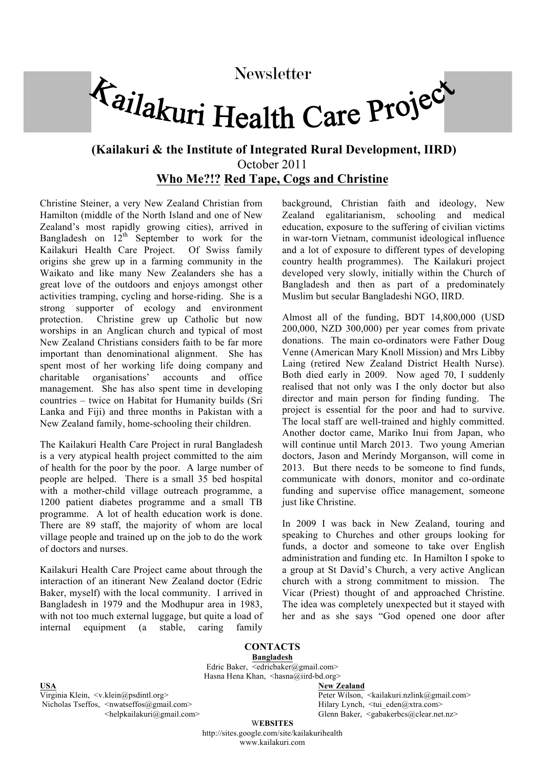Newsletter

# Kailakuri Health Care Project

**(Kailakuri & the Institute of Integrated Rural Development, IIRD)**

October 2011

## Who Me?!? Red Tape, Cogs and Christine

Christine Steiner, a very New Zealand Christian from Hamilton (middle of the North Island and one of New Zealand's most rapidly growing cities), arrived in Bangladesh on 12th September to work for the Kailakuri Health Care Project. Of Swiss family origins she grew up in a farming community in the Waikato and like many New Zealanders she has a great love of the outdoors and enjoys amongst other activities tramping, cycling and horse-riding. She is a strong supporter of ecology and environment protection. Christine grew up Catholic but now worships in an Anglican church and typical of most New Zealand Christians considers faith to be far more important than denominational alignment. She has spent most of her working life doing company and charitable organisations' accounts and office management. She has also spent time in developing countries – twice on Habitat for Humanity builds (Sri Lanka and Fiji) and three months in Pakistan with a New Zealand family, home-schooling their children.

The Kailakuri Health Care Project in rural Bangladesh is a very atypical health project committed to the aim of health for the poor by the poor. A large number of people are helped. There is a small 35 bed hospital with a mother-child village outreach programme, a 1200 patient diabetes programme and a small TB programme. A lot of health education work is done. There are 89 staff, the majority of whom are local village people and trained up on the job to do the work of doctors and nurses.

Kailakuri Health Care Project came about through the interaction of an itinerant New Zealand doctor (Edric Baker, myself) with the local community. I arrived in Bangladesh in 1979 and the Modhupur area in 1983, with not too much external luggage, but quite a load of internal equipment (a stable, caring family background, Christian faith and ideology, New Zealand egalitarianism, schooling and medical education, exposure to the suffering of civilian victims in war-torn Vietnam, communist ideological influence and a lot of exposure to different types of developing country health programmes). The Kailakuri project developed very slowly, initially within the Church of Bangladesh and then as part of a predominately Muslim but secular Bangladeshi NGO, IIRD.

Almost all of the funding, BDT 14,800,000 (USD 200,000, NZD 300,000) per year comes from private donations. The main co-ordinators were Father Doug Venne (American Mary Knoll Mission) and Mrs Libby Laing (retired New Zealand District Health Nurse). Both died early in 2009. Now aged 70, I suddenly realised that not only was I the only doctor but also director and main person for finding funding. The project is essential for the poor and had to survive. The local staff are well-trained and highly committed. Another doctor came, Mariko Inui from Japan, who will continue until March 2013. Two young Amerian doctors, Jason and Merindy Morganson, will come in 2013. But there needs to be someone to find funds, communicate with donors, monitor and co-ordinate funding and supervise office management, someone just like Christine.

In 2009 I was back in New Zealand, touring and speaking to Churches and other groups looking for funds, a doctor and someone to take over English administration and funding etc. In Hamilton I spoke to a group at St David's Church, a very active Anglican church with a strong commitment to mission. The Vicar (Priest) thought of and approached Christine. The idea was completely unexpected but it stayed with her and as she says "God opened one door after

**CONTACTS**

**Bangladesh**

Edric Baker, <edricbaker@gmail.com>
Hasna Hena Khan, <hasna@iird-bd.org>

**USA**

Virginia Klein, <v.klein@psdintl.org>
Nicholas Tseffos, <nwatseffos@gmail.com>
<helpkailakuri@gmail.com>

**New Zealand**

Peter Wilson, <kailakuri.nzlink@gmail.com>
Hilary Lynch, <tui_eden@xtra.com>
Glenn Baker, <gabakerbcs@clear.net.nz>

**WEBSITES**

http://sites.google.com/site/kailakurihealth
www.kailakuri.com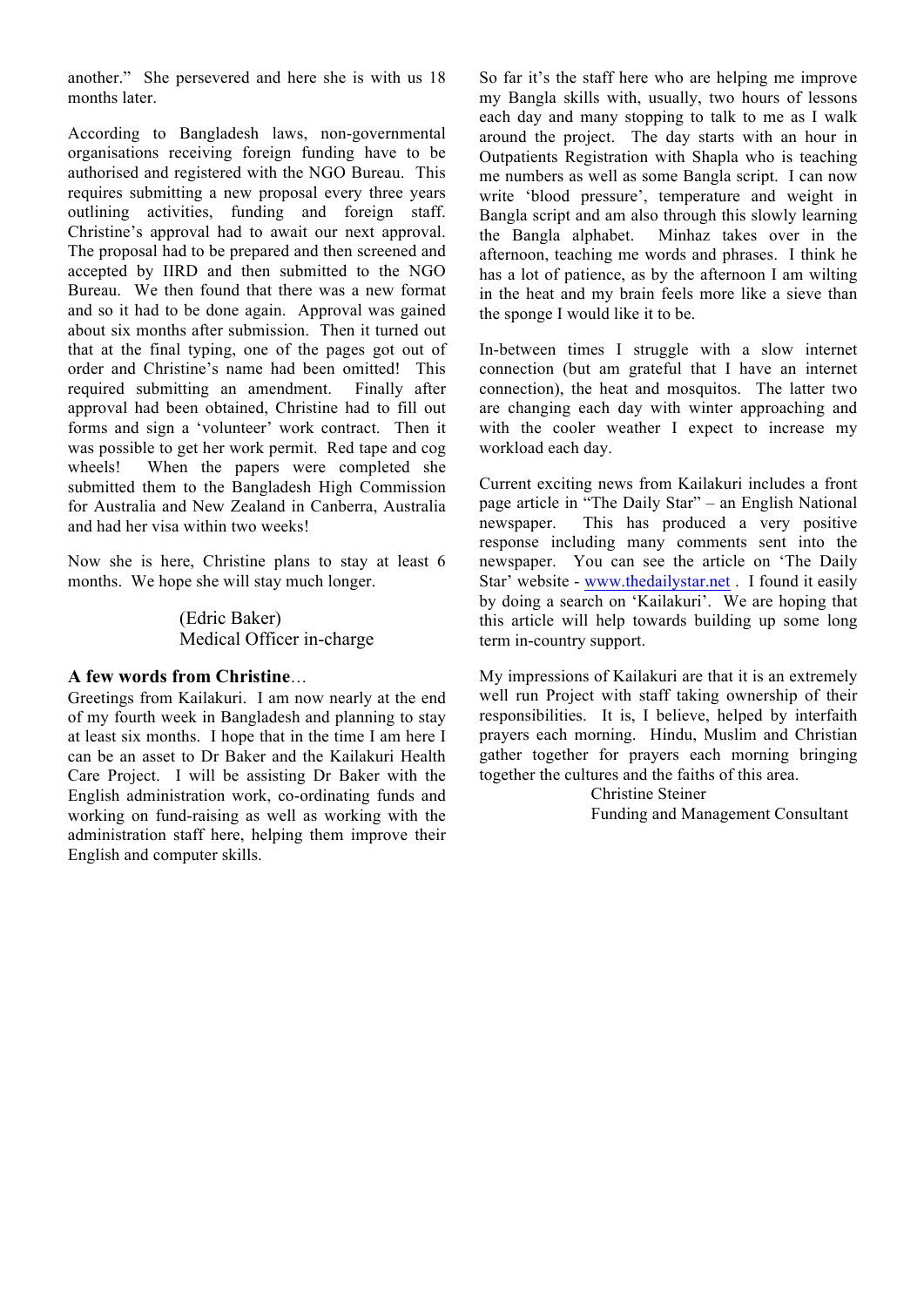another." She persevered and here she is with us 18 months later.

According to Bangladesh laws, non-governmental organisations receiving foreign funding have to be authorised and registered with the NGO Bureau. This requires submitting a new proposal every three years outlining activities, funding and foreign staff. Christine's approval had to await our next approval. The proposal had to be prepared and then screened and accepted by IIRD and then submitted to the NGO Bureau. We then found that there was a new format and so it had to be done again. Approval was gained about six months after submission. Then it turned out that at the final typing, one of the pages got out of order and Christine's name had been omitted! This required submitting an amendment. Finally after approval had been obtained, Christine had to fill out forms and sign a 'volunteer' work contract. Then it was possible to get her work permit. Red tape and cog wheels! When the papers were completed she submitted them to the Bangladesh High Commission for Australia and New Zealand in Canberra, Australia and had her visa within two weeks!

Now she is here, Christine plans to stay at least 6 months. We hope she will stay much longer.

(Edric Baker)
Medical Officer in-charge

### A few words from Christine…

Greetings from Kailakuri. I am now nearly at the end of my fourth week in Bangladesh and planning to stay at least six months. I hope that in the time I am here I can be an asset to Dr Baker and the Kailakuri Health Care Project. I will be assisting Dr Baker with the English administration work, co-ordinating funds and working on fund-raising as well as working with the administration staff here, helping them improve their English and computer skills.

So far it's the staff here who are helping me improve my Bangla skills with, usually, two hours of lessons each day and many stopping to talk to me as I walk around the project. The day starts with an hour in Outpatients Registration with Shapla who is teaching me numbers as well as some Bangla script. I can now write 'blood pressure', temperature and weight in Bangla script and am also through this slowly learning the Bangla alphabet. Minhaz takes over in the afternoon, teaching me words and phrases. I think he has a lot of patience, as by the afternoon I am wilting in the heat and my brain feels more like a sieve than the sponge I would like it to be.

In-between times I struggle with a slow internet connection (but am grateful that I have an internet connection), the heat and mosquitos. The latter two are changing each day with winter approaching and with the cooler weather I expect to increase my workload each day.

Current exciting news from Kailakuri includes a front page article in "The Daily Star" – an English National newspaper. This has produced a very positive response including many comments sent into the newspaper. You can see the article on 'The Daily Star' website - www.thedailystar.net . I found it easily by doing a search on 'Kailakuri'. We are hoping that this article will help towards building up some long term in-country support.

My impressions of Kailakuri are that it is an extremely well run Project with staff taking ownership of their responsibilities. It is, I believe, helped by interfaith prayers each morning. Hindu, Muslim and Christian gather together for prayers each morning bringing together the cultures and the faiths of this area.

Christine Steiner
Funding and Management Consultant